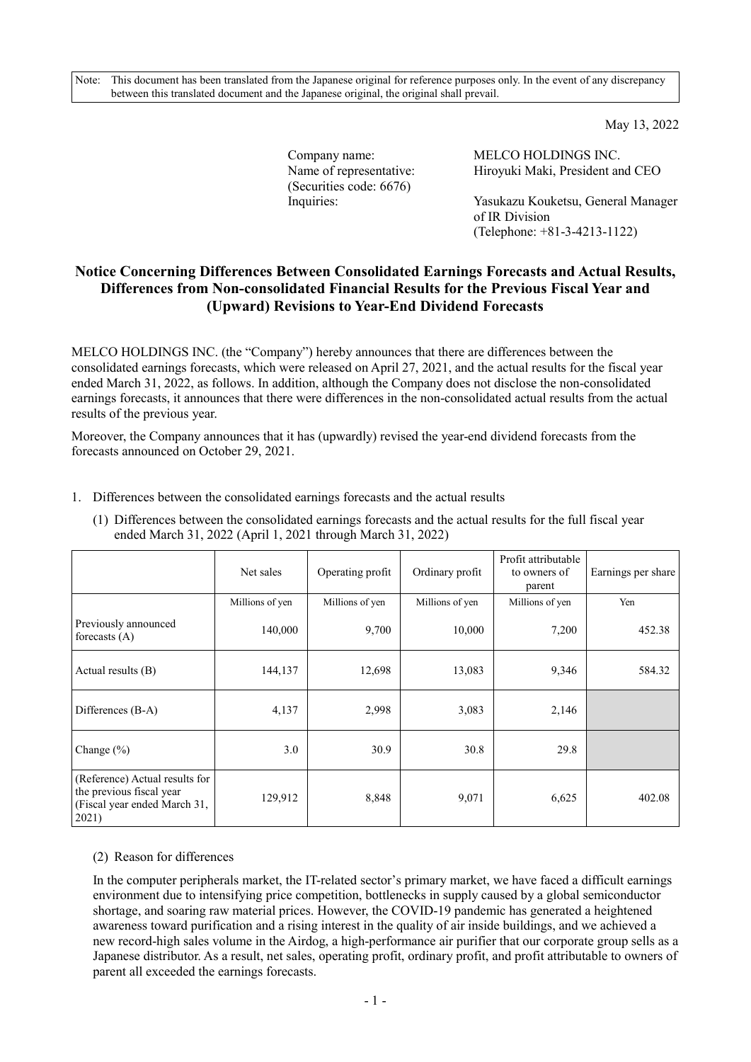Note: This document has been translated from the Japanese original for reference purposes only. In the event of any discrepancy between this translated document and the Japanese original, the original shall prevail.

May 13, 2022

Company name: MELCO HOLDINGS INC.
Name of representative: Hiroyuki Maki, President and CEO
(Securities code: 6676)
Inquiries: Yasukazu Kouketsu, General Manager of IR Division
(Telephone: +81-3-4213-1122)

# Notice Concerning Differences Between Consolidated Earnings Forecasts and Actual Results, Differences from Non-consolidated Financial Results for the Previous Fiscal Year and (Upward) Revisions to Year-End Dividend Forecasts

MELCO HOLDINGS INC. (the "Company") hereby announces that there are differences between the consolidated earnings forecasts, which were released on April 27, 2021, and the actual results for the fiscal year ended March 31, 2022, as follows. In addition, although the Company does not disclose the non-consolidated earnings forecasts, it announces that there were differences in the non-consolidated actual results from the actual results of the previous year.

Moreover, the Company announces that it has (upwardly) revised the year-end dividend forecasts from the forecasts announced on October 29, 2021.

1. Differences between the consolidated earnings forecasts and the actual results

   (1) Differences between the consolidated earnings forecasts and the actual results for the full fiscal year ended March 31, 2022 (April 1, 2021 through March 31, 2022)

| | Net sales | Operating profit | Ordinary profit | Profit attributable to owners of parent | Earnings per share |
|---|---|---|---|---|---|
| | Millions of yen | Millions of yen | Millions of yen | Millions of yen | Yen |
| Previously announced forecasts (A) | 140,000 | 9,700 | 10,000 | 7,200 | 452.38 |
| Actual results (B) | 144,137 | 12,698 | 13,083 | 9,346 | 584.32 |
| Differences (B-A) | 4,137 | 2,998 | 3,083 | 2,146 | |
| Change (%) | 3.0 | 30.9 | 30.8 | 29.8 | |
| (Reference) Actual results for the previous fiscal year (Fiscal year ended March 31, 2021) | 129,912 | 8,848 | 9,071 | 6,625 | 402.08 |

   (2) Reason for differences

   In the computer peripherals market, the IT-related sector's primary market, we have faced a difficult earnings environment due to intensifying price competition, bottlenecks in supply caused by a global semiconductor shortage, and soaring raw material prices. However, the COVID-19 pandemic has generated a heightened awareness toward purification and a rising interest in the quality of air inside buildings, and we achieved a new record-high sales volume in the Airdog, a high-performance air purifier that our corporate group sells as a Japanese distributor. As a result, net sales, operating profit, ordinary profit, and profit attributable to owners of parent all exceeded the earnings forecasts.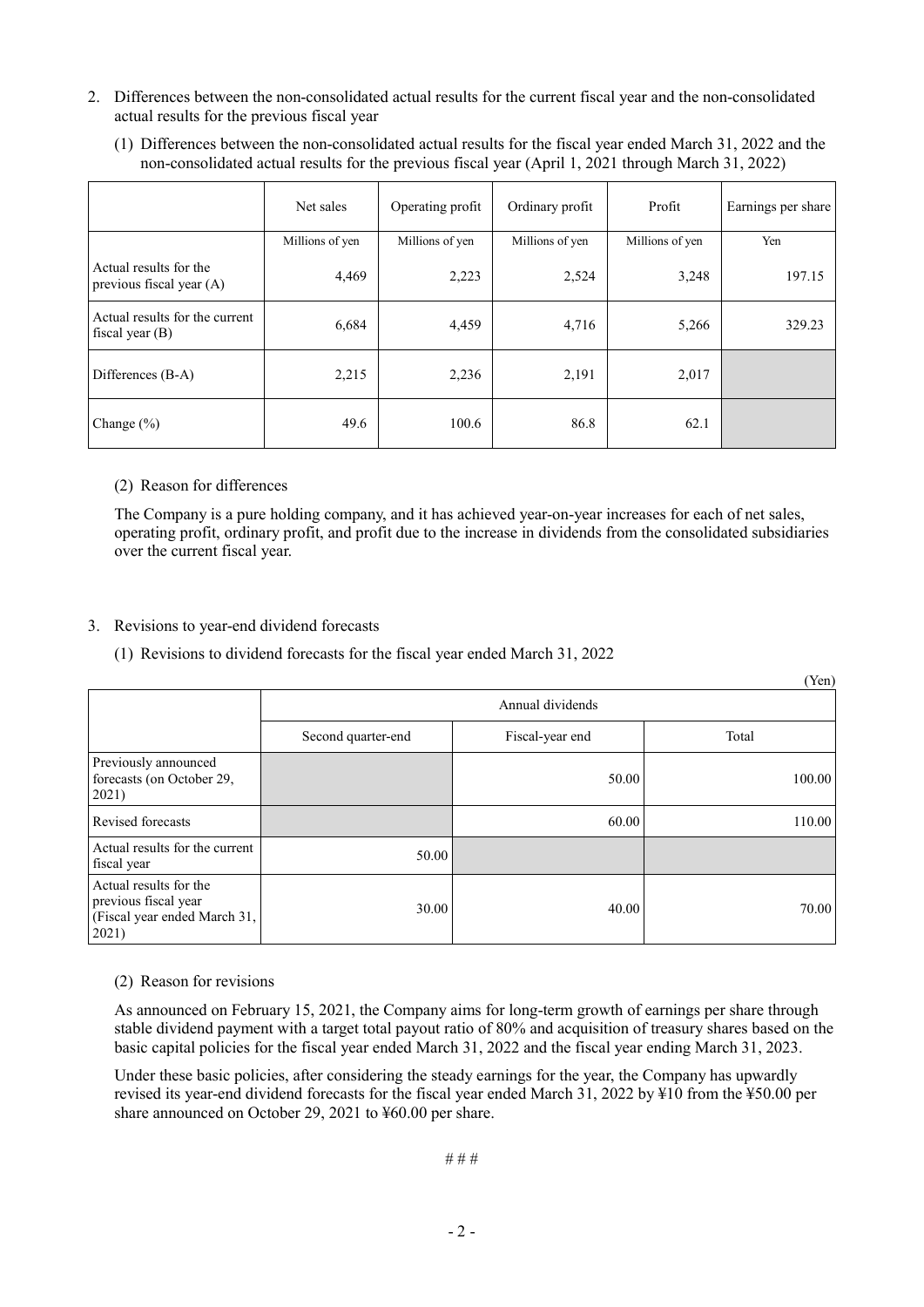2. Differences between the non-consolidated actual results for the current fiscal year and the non-consolidated actual results for the previous fiscal year

(1) Differences between the non-consolidated actual results for the fiscal year ended March 31, 2022 and the non-consolidated actual results for the previous fiscal year (April 1, 2021 through March 31, 2022)

| | Net sales | Operating profit | Ordinary profit | Profit | Earnings per share |
|---|---|---|---|---|---|
| | Millions of yen | Millions of yen | Millions of yen | Millions of yen | Yen |
| Actual results for the previous fiscal year (A) | 4,469 | 2,223 | 2,524 | 3,248 | 197.15 |
| Actual results for the current fiscal year (B) | 6,684 | 4,459 | 4,716 | 5,266 | 329.23 |
| Differences (B-A) | 2,215 | 2,236 | 2,191 | 2,017 | |
| Change (%) | 49.6 | 100.6 | 86.8 | 62.1 | |

(2) Reason for differences

The Company is a pure holding company, and it has achieved year-on-year increases for each of net sales, operating profit, ordinary profit, and profit due to the increase in dividends from the consolidated subsidiaries over the current fiscal year.

3. Revisions to year-end dividend forecasts

(1) Revisions to dividend forecasts for the fiscal year ended March 31, 2022

(Yen)

| | Annual dividends | | |
|---|---|---|---|
| | Second quarter-end | Fiscal-year end | Total |
| Previously announced forecasts (on October 29, 2021) | | 50.00 | 100.00 |
| Revised forecasts | | 60.00 | 110.00 |
| Actual results for the current fiscal year | 50.00 | | |
| Actual results for the previous fiscal year (Fiscal year ended March 31, 2021) | 30.00 | 40.00 | 70.00 |

(2) Reason for revisions

As announced on February 15, 2021, the Company aims for long-term growth of earnings per share through stable dividend payment with a target total payout ratio of 80% and acquisition of treasury shares based on the basic capital policies for the fiscal year ended March 31, 2022 and the fiscal year ending March 31, 2023.

Under these basic policies, after considering the steady earnings for the year, the Company has upwardly revised its year-end dividend forecasts for the fiscal year ended March 31, 2022 by ¥10 from the ¥50.00 per share announced on October 29, 2021 to ¥60.00 per share.

# # #